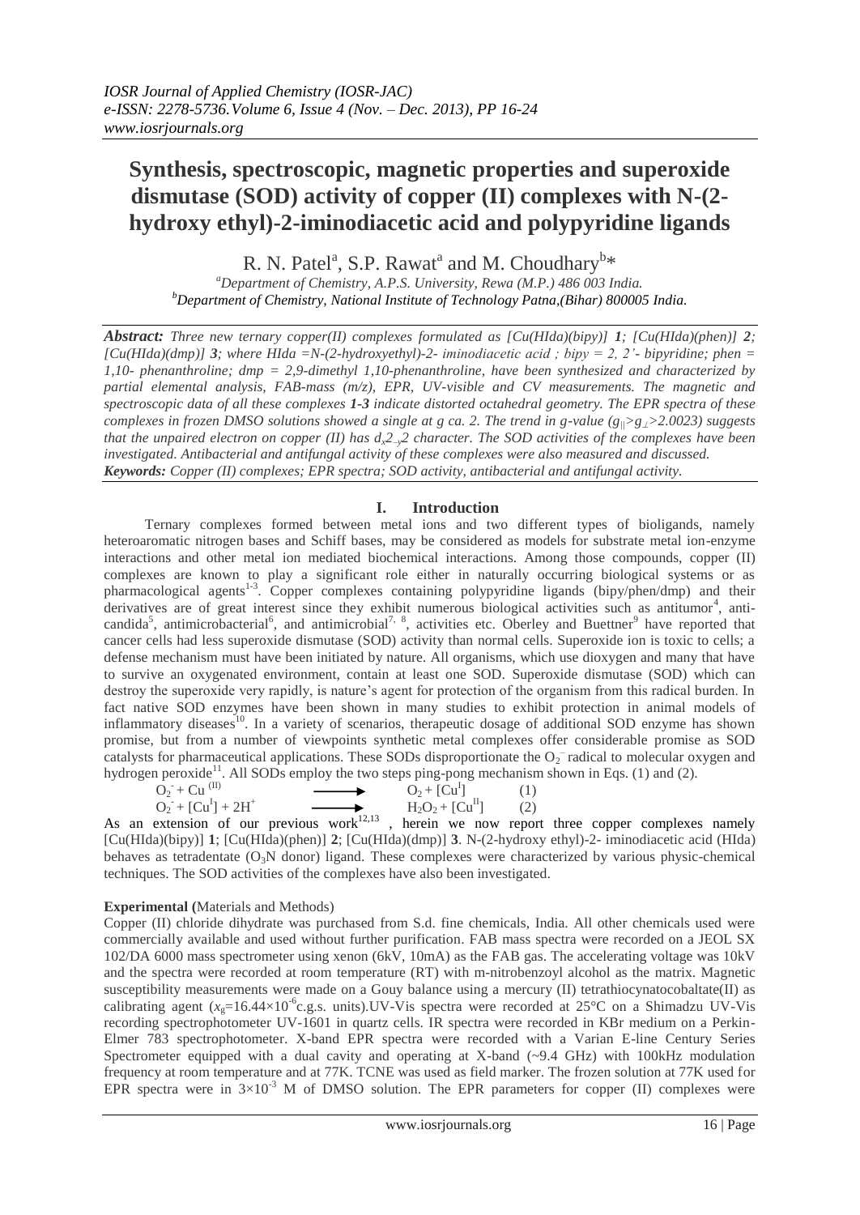# Synthesis, spectroscopic, magnetic properties and superoxide dismutase (SOD) activity of copper (II) complexes with N-(2-hydroxy ethyl)-2-iminodiacetic acid and polypyridine ligands

R. N. Patel[a], S.P. Rawat[a] and M. Choudhary[b]*

[a]Department of Chemistry, A.P.S. University, Rewa (M.P.) 486 003 India.
[b]Department of Chemistry, National Institute of Technology Patna,(Bihar) 800005 India.

***Abstract:*** *Three new ternary copper(II) complexes formulated as [Cu(HIda)(bipy)]* ***1****; [Cu(HIda)(phen)]* ***2****; [Cu(HIda)(dmp)]* ***3****; where HIda =N-(2-hydroxyethyl)-2- iminodiacetic acid ; bipy = 2, 2'- bipyridine; phen = 1,10- phenanthroline; dmp = 2,9-dimethyl 1,10-phenanthroline, have been synthesized and characterized by partial elemental analysis, FAB-mass (m/z), EPR, UV-visible and CV measurements. The magnetic and spectroscopic data of all these complexes* ***1-3*** *indicate distorted octahedral geometry. The EPR spectra of these complexes in frozen DMSO solutions showed a single at g ca. 2. The trend in g-value ($g_{\parallel} > g_{\perp} > 2.0023$) suggests that the unpaired electron on copper (II) has $d_{x^2-y^2}$ character. The SOD activities of the complexes have been investigated. Antibacterial and antifungal activity of these complexes were also measured and discussed.*
***Keywords:*** *Copper (II) complexes; EPR spectra; SOD activity, antibacterial and antifungal activity.*

## I. Introduction

Ternary complexes formed between metal ions and two different types of bioligands, namely heteroaromatic nitrogen bases and Schiff bases, may be considered as models for substrate metal ion-enzyme interactions and other metal ion mediated biochemical interactions. Among those compounds, copper (II) complexes are known to play a significant role either in naturally occurring biological systems or as pharmacological agents[1-3]. Copper complexes containing polypyridine ligands (bipy/phen/dmp) and their derivatives are of great interest since they exhibit numerous biological activities such as antitumor[4], anti-candida[5], antimicrobacterial[6], and antimicrobial[7, 8], activities etc. Oberley and Buettner[9] have reported that cancer cells had less superoxide dismutase (SOD) activity than normal cells. Superoxide ion is toxic to cells; a defense mechanism must have been initiated by nature. All organisms, which use dioxygen and many that have to survive an oxygenated environment, contain at least one SOD. Superoxide dismutase (SOD) which can destroy the superoxide very rapidly, is nature's agent for protection of the organism from this radical burden. In fact native SOD enzymes have been shown in many studies to exhibit protection in animal models of inflammatory diseases[10]. In a variety of scenarios, therapeutic dosage of additional SOD enzyme has shown promise, but from a number of viewpoints synthetic metal complexes offer considerable promise as SOD catalysts for pharmaceutical applications. These SODs disproportionate the $O_2^-$ radical to molecular oxygen and hydrogen peroxide[11]. All SODs employ the two steps ping-pong mechanism shown in Eqs. (1) and (2).

$$O_2^- + Cu^{(II)} \longrightarrow O_2 + [Cu^I] \quad (1)$$

$$O_2^- + [Cu^I] + 2H^+ \longrightarrow H_2O_2 + [Cu^{II}] \quad (2)$$

As an extension of our previous work[12,13], herein we now report three copper complexes namely [Cu(HIda)(bipy)] **1**; [Cu(HIda)(phen)] **2**; [Cu(HIda)(dmp)] **3**. N-(2-hydroxy ethyl)-2- iminodiacetic acid (HIda) behaves as tetradentate ($O_3N$ donor) ligand. These complexes were characterized by various physic-chemical techniques. The SOD activities of the complexes have also been investigated.

**Experimental (**Materials and Methods)

Copper (II) chloride dihydrate was purchased from S.d. fine chemicals, India. All other chemicals used were commercially available and used without further purification. FAB mass spectra were recorded on a JEOL SX 102/DA 6000 mass spectrometer using xenon (6kV, 10mA) as the FAB gas. The accelerating voltage was 10kV and the spectra were recorded at room temperature (RT) with m-nitrobenzoyl alcohol as the matrix. Magnetic susceptibility measurements were made on a Gouy balance using a mercury (II) tetrathiocynatocobaltate(II) as calibrating agent ($x_g$=16.44×$10^{-6}$c.g.s. units).UV-Vis spectra were recorded at 25°C on a Shimadzu UV-Vis recording spectrophotometer UV-1601 in quartz cells. IR spectra were recorded in KBr medium on a Perkin-Elmer 783 spectrophotometer. X-band EPR spectra were recorded with a Varian E-line Century Series Spectrometer equipped with a dual cavity and operating at X-band (~9.4 GHz) with 100kHz modulation frequency at room temperature and at 77K. TCNE was used as field marker. The frozen solution at 77K used for EPR spectra were in 3×$10^{-3}$ M of DMSO solution. The EPR parameters for copper (II) complexes were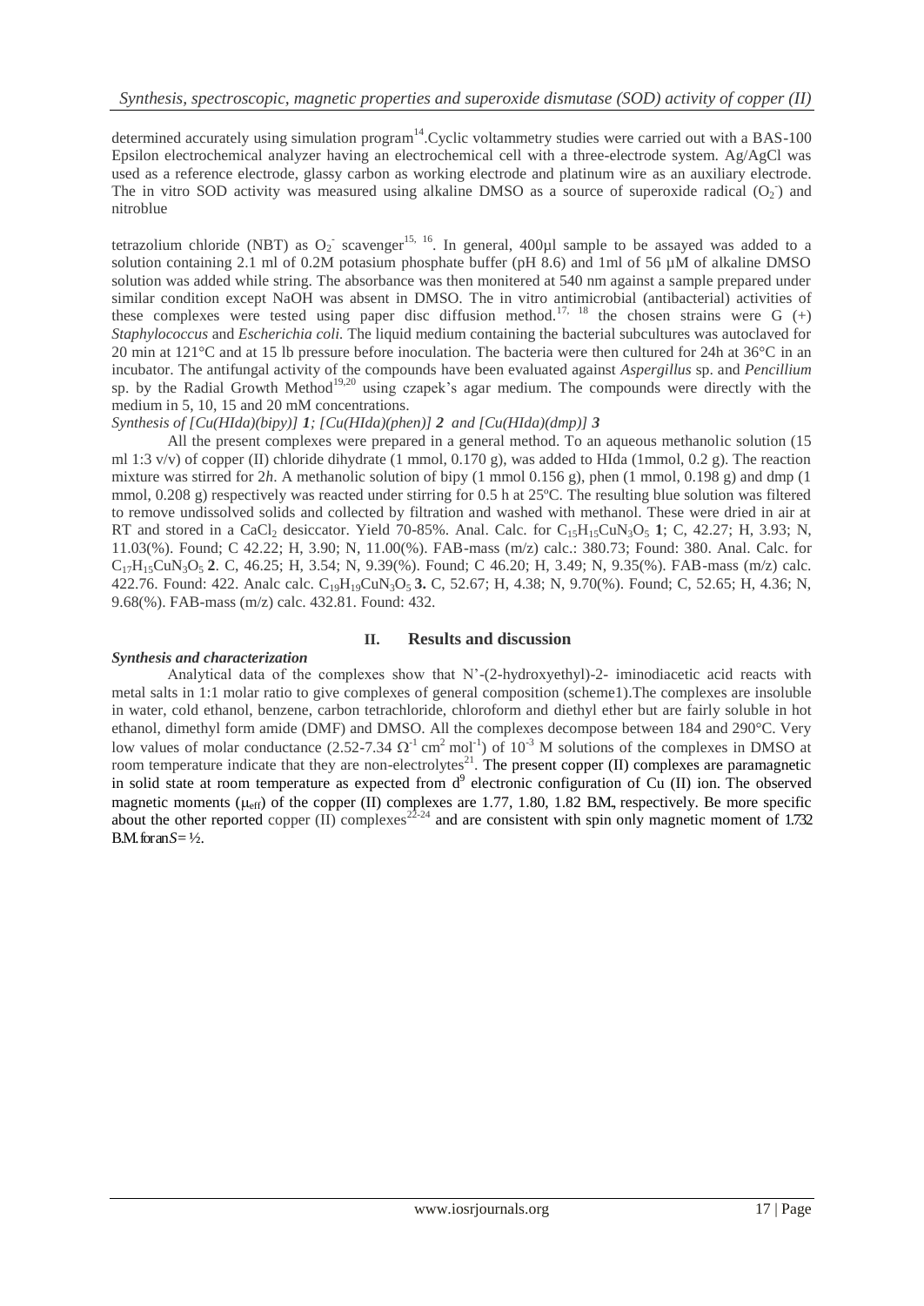determined accurately using simulation program[14].Cyclic voltammetry studies were carried out with a BAS-100 Epsilon electrochemical analyzer having an electrochemical cell with a three-electrode system. Ag/AgCl was used as a reference electrode, glassy carbon as working electrode and platinum wire as an auxiliary electrode. The in vitro SOD activity was measured using alkaline DMSO as a source of superoxide radical ($O_2^-$) and nitroblue

tetrazolium chloride (NBT) as $O_2^-$ scavenger[15, 16]. In general, 400µl sample to be assayed was added to a solution containing 2.1 ml of 0.2M potasium phosphate buffer (pH 8.6) and 1ml of 56 µM of alkaline DMSO solution was added while string. The absorbance was then monitered at 540 nm against a sample prepared under similar condition except NaOH was absent in DMSO. The in vitro antimicrobial (antibacterial) activities of these complexes were tested using paper disc diffusion method.[17, 18] the chosen strains were G (+) *Staphylococcus* and *Escherichia coli.* The liquid medium containing the bacterial subcultures was autoclaved for 20 min at 121°C and at 15 lb pressure before inoculation. The bacteria were then cultured for 24h at 36°C in an incubator. The antifungal activity of the compounds have been evaluated against *Aspergillus* sp. and *Pencillium* sp. by the Radial Growth Method[19,20] using czapek's agar medium. The compounds were directly with the medium in 5, 10, 15 and 20 mM concentrations.

*Synthesis of [Cu(HIda)(bipy)] **1**; [Cu(HIda)(phen)] **2** and [Cu(HIda)(dmp)] **3***

All the present complexes were prepared in a general method. To an aqueous methanolic solution (15 ml 1:3 v/v) of copper (II) chloride dihydrate (1 mmol, 0.170 g), was added to HIda (1mmol, 0.2 g). The reaction mixture was stirred for 2*h*. A methanolic solution of bipy (1 mmol 0.156 g), phen (1 mmol, 0.198 g) and dmp (1 mmol, 0.208 g) respectively was reacted under stirring for 0.5 h at 25ºC. The resulting blue solution was filtered to remove undissolved solids and collected by filtration and washed with methanol. These were dried in air at RT and stored in a $CaCl_2$ desiccator. Yield 70-85%. Anal. Calc. for $C_{15}H_{15}CuN_3O_5$ **1**; C, 42.27; H, 3.93; N, 11.03(%). Found; C 42.22; H, 3.90; N, 11.00(%). FAB-mass (m/z) calc.: 380.73; Found: 380. Anal. Calc. for $C_{17}H_{15}CuN_3O_5$ **2**. C, 46.25; H, 3.54; N, 9.39(%). Found; C 46.20; H, 3.49; N, 9.35(%). FAB-mass (m/z) calc. 422.76. Found: 422. Analc calc. $C_{19}H_{19}CuN_3O_5$ **3.** C, 52.67; H, 4.38; N, 9.70(%). Found; C, 52.65; H, 4.36; N, 9.68(%). FAB-mass (m/z) calc. 432.81. Found: 432.

## II. Results and discussion

***Synthesis and characterization***

Analytical data of the complexes show that N'-(2-hydroxyethyl)-2- iminodiacetic acid reacts with metal salts in 1:1 molar ratio to give complexes of general composition (scheme1).The complexes are insoluble in water, cold ethanol, benzene, carbon tetrachloride, chloroform and diethyl ether but are fairly soluble in hot ethanol, dimethyl form amide (DMF) and DMSO. All the complexes decompose between 184 and 290°C. Very low values of molar conductance (2.52-7.34 $\Omega^{-1}$ cm$^2$ mol$^{-1}$) of $10^{-3}$ M solutions of the complexes in DMSO at room temperature indicate that they are non-electrolytes[21]. The present copper (II) complexes are paramagnetic in solid state at room temperature as expected from $d^9$ electronic configuration of Cu (II) ion. The observed magnetic moments ($\mu_{eff}$) of the copper (II) complexes are 1.77, 1.80, 1.82 B.M., respectively. Be more specific about the other reported copper (II) complexes[22-24] and are consistent with spin only magnetic moment of 1.732 B.M. for an $S = ½$.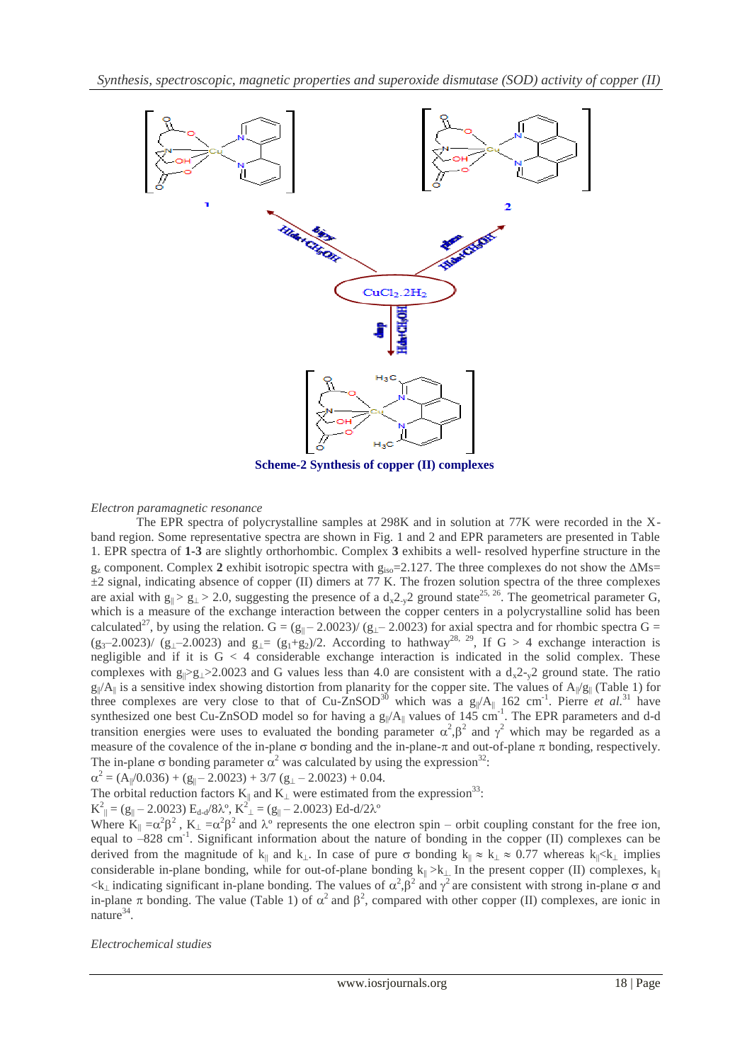**Scheme-2 Synthesis of copper (II) complexes**

*Electron paramagnetic resonance*

The EPR spectra of polycrystalline samples at 298K and in solution at 77K were recorded in the X-band region. Some representative spectra are shown in Fig. 1 and 2 and EPR parameters are presented in Table 1. EPR spectra of **1-3** are slightly orthorhombic. Complex **3** exhibits a well- resolved hyperfine structure in the $g_z$ component. Complex **2** exhibit isotropic spectra with $g_{iso}$=2.127. The three complexes do not show the $\Delta$Ms= ±2 signal, indicating absence of copper (II) dimers at 77 K. The frozen solution spectra of the three complexes are axial with $g_{\|} > g_{\perp} > 2.0$, suggesting the presence of a $d_{x^2-y^2}$ ground state[25, 26]. The geometrical parameter G, which is a measure of the exchange interaction between the copper centers in a polycrystalline solid has been calculated[27], by using the relation. $G = (g_{\|} – 2.0023)/ (g_{\perp}– 2.0023)$ for axial spectra and for rhombic spectra $G = (g_3–2.0023)/ (g_{\perp}–2.0023)$ and $g_{\perp}= (g_1+g_2)/2$. According to hathway[28, 29], If G > 4 exchange interaction is negligible and if it is G < 4 considerable exchange interaction is indicated in the solid complex. These complexes with $g_{\|}>g_{\perp}>2.0023$ and G values less than 4.0 are consistent with a $d_{x^2-y^2}$ ground state. The ratio $g_{\|}/A_{\|}$ is a sensitive index showing distortion from planarity for the copper site. The values of $A_{\|}/g_{\|}$ (Table 1) for three complexes are very close to that of Cu-ZnSOD[30] which was a $g_{\|}/A_{\|}$ 162 $cm^{-1}$. Pierre *et al.*[31] have synthesized one best Cu-ZnSOD model so for having a $g_{\|}/A_{\|}$ values of 145 $cm^{-1}$. The EPR parameters and d-d transition energies were uses to evaluated the bonding parameter $\alpha^2, \beta^2$ and $\gamma^2$ which may be regarded as a measure of the covalence of the in-plane σ bonding and the in-plane-π and out-of-plane π bonding, respectively. The in-plane σ bonding parameter $\alpha^2$ was calculated by using the expression[32]:

$$\alpha^2 = (A_{\|}/0.036) + (g_{\|} – 2.0023) + 3/7 (g_{\perp} – 2.0023) + 0.04.$$

The orbital reduction factors $K_{\|}$ and $K_{\perp}$ were estimated from the expression[33]:

$$K^2_{\|} = (g_{\|} – 2.0023) E_{d-d}/8\lambda^o, \quad K^2_{\perp} = (g_{\|} – 2.0023) E_{d-d}/2\lambda^o$$

Where $K_{\|} = \alpha^2\beta^2$ , $K_{\perp} = \alpha^2\beta^2$ and $\lambda^o$ represents the one electron spin – orbit coupling constant for the free ion, equal to –828 $cm^{-1}$. Significant information about the nature of bonding in the copper (II) complexes can be derived from the magnitude of $k_{\|}$ and $k_{\perp}$. In case of pure σ bonding $k_{\|} \approx k_{\perp} \approx 0.77$ whereas $k_{\|}<k_{\perp}$ implies considerable in-plane bonding, while for out-of-plane bonding $k_{\|} >k_{\perp}$. In the present copper (II) complexes, $k_{\|} <k_{\perp}$ indicating significant in-plane bonding. The values of $\alpha^2,\beta^2$ and $\gamma^2$ are consistent with strong in-plane σ and in-plane π bonding. The value (Table 1) of $\alpha^2$ and $\beta^2$, compared with other copper (II) complexes, are ionic in nature[34].

*Electrochemical studies*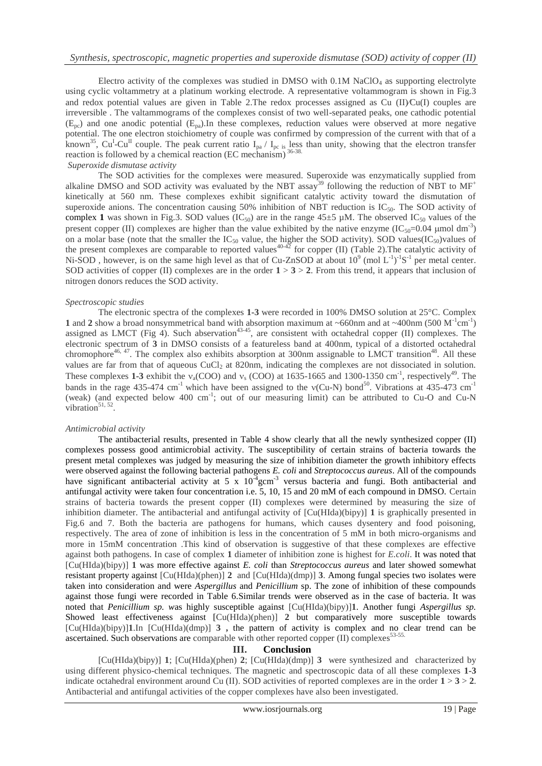Electro activity of the complexes was studied in DMSO with 0.1M $NaClO_4$ as supporting electrolyte using cyclic voltammetry at a platinum working electrode. A representative voltammogram is shown in Fig.3 and redox potential values are given in Table 2.The redox processes assigned as Cu (II)/Cu(I) couples are irreversible . The valtammograms of the complexes consist of two well-separated peaks, one cathodic potential ($E_{pc}$) and one anodic potential ($E_{pa}$).In these complexes, reduction values were observed at more negative potential. The one electron stoichiometry of couple was confirmed by compression of the current with that of a known[35], $Cu^{I}$-$Cu^{II}$ couple. The peak current ratio $I_{pa}$ / $I_{pc}$ is less than unity, showing that the electron transfer reaction is followed by a chemical reaction (EC mechanism)[36-38].

*Superoxide dismutase activity*

The SOD activities for the complexes were measured. Superoxide was enzymatically supplied from alkaline DMSO and SOD activity was evaluated by the NBT assay[39] following the reduction of NBT to $MF^{+}$ kinetically at 560 nm. These complexes exhibit significant catalytic activity toward the dismutation of superoxide anions. The concentration causing 50% inhibition of NBT reduction is $IC_{50}$. The SOD activity of complex **1** was shown in Fig.3. SOD values ($IC_{50}$) are in the range 45±5 µM. The observed $IC_{50}$ values of the present copper (II) complexes are higher than the value exhibited by the native enzyme ($IC_{50}$=0.04 µmol $dm^{-3}$) on a molar base (note that the smaller the $IC_{50}$ value, the higher the SOD activity). SOD values($IC_{50}$)values of the present complexes are comparable to reported values[40-42] for copper (II) (Table 2).The catalytic activity of Ni-SOD , however, is on the same high level as that of Cu-ZnSOD at about $10^{9}$ (mol $L^{-1})^{-1}S^{-1}$ per metal center. SOD activities of copper (II) complexes are in the order **1** > **3** > **2**. From this trend, it appears that inclusion of nitrogen donors reduces the SOD activity.

*Spectroscopic studies*

The electronic spectra of the complexes **1-3** were recorded in 100% DMSO solution at 25°C. Complex **1** and **2** show a broad nonsymmetrical band with absorption maximum at ~660nm and at ~400nm (500 $M^{-1}cm^{-1}$) assigned as LMCT (Fig 4). Such abservation[43-45], are consistent with octahedral copper (II) complexes. The electronic spectrum of **3** in DMSO consists of a featureless band at 400nm, typical of a distorted octahedral chromophore[46, 47]. The complex also exhibits absorption at 300nm assignable to LMCT transition[48]. All these values are far from that of aqueous $CuCl_2$ at 820nm, indicating the complexes are not dissociated in solution. These complexes **1-3** exhibit the $\nu_a$(COO) and $\nu_s$ (COO) at 1635-1665 and 1300-1350 $cm^{-1}$, respectively[49]. The bands in the rage 435-474 $cm^{-1}$ which have been assigned to the ν(Cu-N) bond[50]. Vibrations at 435-473 $cm^{-1}$ (weak) (and expected below 400 $cm^{-1}$; out of our measuring limit) can be attributed to Cu-O and Cu-N vibration[51, 52].

*Antimicrobial activity*

The antibacterial results, presented in Table 4 show clearly that all the newly synthesized copper (II) complexes possess good antimicrobial activity. The susceptibility of certain strains of bacteria towards the present metal complexes was judged by measuring the size of inhibition diameter the growth inhibitory effects were observed against the following bacterial pathogens *E. coli* and *Streptococcus aureus*. All of the compounds have significant antibacterial activity at 5 x $10^{-4}gcm^{-3}$ versus bacteria and fungi. Both antibacterial and antifungal activity were taken four concentration i.e. 5, 10, 15 and 20 mM of each compound in DMSO. Certain strains of bacteria towards the present copper (II) complexes were determined by measuring the size of inhibition diameter. The antibacterial and antifungal activity of [Cu(HIda)(bipy)] **1** is graphically presented in Fig.6 and 7. Both the bacteria are pathogens for humans, which causes dysentery and food poisoning, respectively. The area of zone of inhibition is less in the concentration of 5 mM in both micro-organisms and more in 15mM concentration .This kind of observation is suggestive of that these complexes are effective against both pathogens. In case of complex **1** diameter of inhibition zone is highest for *E.coli*. It was noted that [Cu(HIda)(bipy)] **1** was more effective against *E. coli* than *Streptococcus aureus* and later showed somewhat resistant property against [Cu(HIda)(phen)] **2** and [Cu(HIda)(dmp)] **3**. Among fungal species two isolates were taken into consideration and were *Aspergillus* and *Penicillium* sp. The zone of inhibition of these compounds against those fungi were recorded in Table 6.Similar trends were observed as in the case of bacteria. It was noted that *Penicillium sp.* was highly susceptible against [Cu(HIda)(bipy)]**1**. Another fungi *Aspergillus sp.* Showed least effectiveness against [Cu(HIda)(phen)] **2** but comparatively more susceptible towards [Cu(HIda)(bipy)]**1**.In [Cu(HIda)(dmp)] **3** , the pattern of activity is complex and no clear trend can be ascertained. Such observations are comparable with other reported copper (II) complexes[53-55].

## III. Conclusion

[Cu(HIda)(bipy)] **1**; [Cu(HIda)(phen) **2**; [Cu(HIda)(dmp)] **3** were synthesized and characterized by using different physico-chemical techniques. The magnetic and spectroscopic data of all these complexes **1-3** indicate octahedral environment around Cu (II). SOD activities of reported complexes are in the order **1** > **3** > **2**. Antibacterial and antifungal activities of the copper complexes have also been investigated.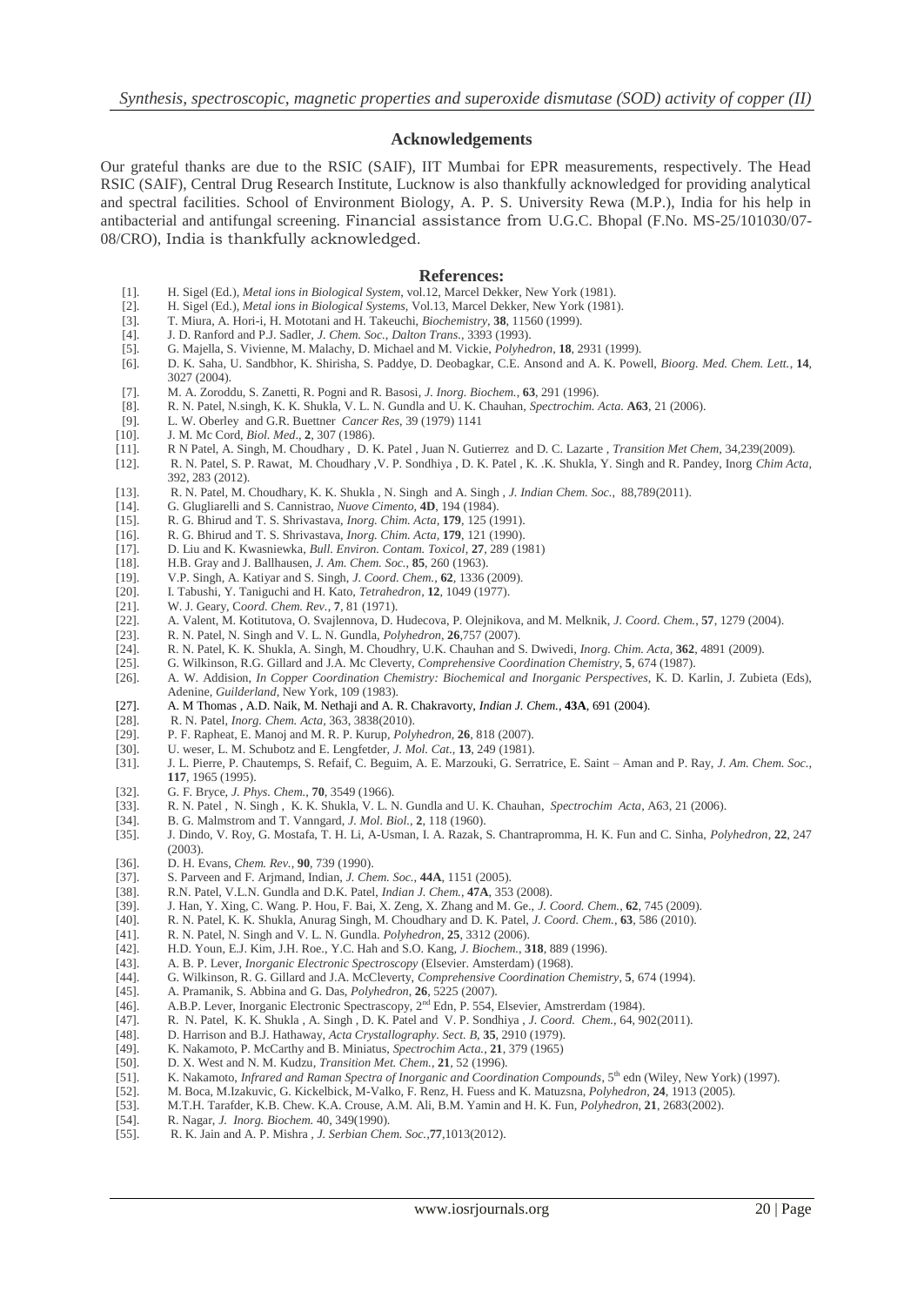## Acknowledgements

Our grateful thanks are due to the RSIC (SAIF), IIT Mumbai for EPR measurements, respectively. The Head RSIC (SAIF), Central Drug Research Institute, Lucknow is also thankfully acknowledged for providing analytical and spectral facilities. School of Environment Biology, A. P. S. University Rewa (M.P.), India for his help in antibacterial and antifungal screening. Financial assistance from U.G.C. Bhopal (F.No. MS-25/101030/07-08/CRO), India is thankfully acknowledged.

## References:

[1]. H. Sigel (Ed.), *Metal ions in Biological System*, vol.12, Marcel Dekker, New York (1981).
[2]. H. Sigel (Ed.), *Metal ions in Biological Systems*, Vol.13, Marcel Dekker, New York (1981).
[3]. T. Miura, A. Hori-i, H. Mototani and H. Takeuchi, *Biochemistry*, **38**, 11560 (1999).
[4]. J. D. Ranford and P.J. Sadler, *J. Chem. Soc., Dalton Trans.*, 3393 (1993).
[5]. G. Majella, S. Vivienne, M. Malachy, D. Michael and M. Vickie, *Polyhedron*, **18**, 2931 (1999).
[6]. D. K. Saha, U. Sandbhor, K. Shirisha, S. Paddye, D. Deobagkar, C.E. Ansond and A. K. Powell, *Bioorg. Med. Chem. Lett.*, **14**, 3027 (2004).
[7]. M. A. Zoroddu, S. Zanetti, R. Pogni and R. Basosi, *J. Inorg. Biochem.*, **63**, 291 (1996).
[8]. R. N. Patel, N.singh, K. K. Shukla, V. L. N. Gundla and U. K. Chauhan, *Spectrochim. Acta.* **A63**, 21 (2006).
[9]. L. W. Oberley and G.R. Buettner *Cancer Res*, 39 (1979) 1141
[10]. J. M. Mc Cord, *Biol. Med.*, **2**, 307 (1986).
[11]. R N Patel, A. Singh, M. Choudhary , D. K. Patel , Juan N. Gutierrez and D. C. Lazarte , *Transition Met Chem*, 34,239(2009).
[12]. R. N. Patel, S. P. Rawat, M. Choudhary ,V.P. Sondhiya , D. K. Patel , K. .K. Shukla, Y. Singh and R. Pandey, Inorg *Chim Acta*, 392, 283 (2012).
[13]. R. N. Patel, M. Choudhary, K. K. Shukla , N. Singh and A. Singh , *J. Indian Chem. Soc.*, 88,789(2011).
[14]. G. Glugliarelli and S. Cannistrao, *Nuove Cimento*, **4D**, 194 (1984).
[15]. R. G. Bhirud and T. S. Shrivastava, *Inorg. Chim. Acta*, **179**, 125 (1991).
[16]. R. G. Bhirud and T. S. Shrivastava, *Inorg. Chim. Acta*, **179**, 121 (1990).
[17]. D. Liu and K. Kwasniewka, *Bull. Environ. Contam. Toxicol*, **27**, 289 (1981)
[18]. H.B. Gray and J. Ballhausen, *J. Am. Chem. Soc.*, **85**, 260 (1963).
[19]. V.P. Singh, A. Katiyar and S. Singh, *J. Coord. Chem.*, **62**, 1336 (2009).
[20]. I. Tabushi, Y. Taniguchi and H. Kato, *Tetrahedron*, **12**, 1049 (1977).
[21]. W. J. Geary, C*oord. Chem. Rev.*, **7**, 81 (1971).
[22]. A. Valent, M. Kotitutova, O. Svajlennova, D. Hudecova, P. Olejnikova, and M. Melknik, *J. Coord. Chem.*, **57**, 1279 (2004).
[23]. R. N. Patel, N. Singh and V. L. N. Gundla, *Polyhedron*, **26**,757 (2007).
[24]. R. N. Patel, K. K. Shukla, A. Singh, M. Choudhry, U.K. Chauhan and S. Dwivedi, *Inorg. Chim. Acta*, **362**, 4891 (2009).
[25]. G. Wilkinson, R.G. Gillard and J.A. Mc Cleverty, *Comprehensive Coordination Chemistry*, **5**, 674 (1987).
[26]. A. W. Addision, *In Copper Coordination Chemistry: Biochemical and Inorganic Perspectives*, K. D. Karlin, J. Zubieta (Eds), Adenine, *Guilderland*, New York, 109 (1983).
[27]. A. M Thomas , A.D. Naik, M. Nethaji and A. R. Chakravorty, *Indian J. Chem.*, **43A**, 691 (2004).
[28]. R. N. Patel, *Inorg. Chem. Acta*, 363, 3838(2010).
[29]. P. F. Rapheat, E. Manoj and M. R. P. Kurup, *Polyhedron*, **26**, 818 (2007).
[30]. U. weser, L. M. Schubotz and E. Lengfetder, *J. Mol. Cat.*, **13**, 249 (1981).
[31]. J. L. Pierre, P. Chautemps, S. Refaif, C. Beguim, A. E. Marzouki, G. Serratrice, E. Saint – Aman and P. Ray, *J. Am. Chem. Soc.*, **117**, 1965 (1995).
[32]. G. F. Bryce, *J. Phys. Chem.*, **70**, 3549 (1966).
[33]. R. N. Patel , N. Singh , K. K. Shukla, V. L. N. Gundla and U. K. Chauhan, *Spectrochim Acta*, A63, 21 (2006).
[34]. B. G. Malmstrom and T. Vanngard, *J. Mol. Biol.*, **2**, 118 (1960).
[35]. J. Dindo, V. Roy, G. Mostafa, T. H. Li, A-Usman, I. A. Razak, S. Chantrapromma, H. K. Fun and C. Sinha, *Polyhedron*, **22**, 247 (2003).
[36]. D. H. Evans, *Chem. Rev.*, **90**, 739 (1990).
[37]. S. Parveen and F. Arjmand, Indian, *J. Chem. Soc.*, **44A**, 1151 (2005).
[38]. R.N. Patel, V.L.N. Gundla and D.K. Patel, *Indian J. Chem.*, **47A**, 353 (2008).
[39]. J. Han, Y. Xing, C. Wang. P. Hou, F. Bai, X. Zeng, X. Zhang and M. Ge., *J. Coord. Chem.*, **62**, 745 (2009).
[40]. R. N. Patel, K. K. Shukla, Anurag Singh, M. Choudhry and D. K. Patel, *J. Coord. Chem.*, **63**, 586 (2010).
[41]. R. N. Patel, N. Singh and V. L. N. Gundla. *Polyhedron*, **25**, 3312 (2006).
[42]. H.D. Youn, E.J. Kim, J.H. Roe., Y.C. Hah and S.O. Kang, *J. Biochem.*, **318**, 889 (1996).
[43]. A. B. P. Lever, *Inorganic Electronic Spectroscopy* (Elsevier. Amsterdam) (1968).
[44]. G. Wilkinson, R. G. Gillard and J.A. McCleverty, *Comprehensive Coordination Chemistry*, **5**, 674 (1994).
[45]. A. Pramanik, S. Abbina and G. Das, *Polyhedron*, **26**, 5225 (2007).
[46]. A.B.P. Lever, Inorganic Electronic Spectrascopy, 2nd Edn, P. 554, Elsevier, Amstrerdam (1984).
[47]. R. N. Patel, K. K. Shukla , A. Singh , D. K. Patel and V. P. Sondhiya , *J. Coord. Chem.*, 64, 902(2011).
[48]. D. Harrison and B.J. Hathaway, *Acta Crystallography. Sect. B*, **35**, 2910 (1979).
[49]. K. Nakamoto, P. McCarthy and B. Miniatus, *Spectrochim Acta.*, **21**, 379 (1965)
[50]. D. X. West and N. M. Kudzu, *Transition Met. Chem.*, **21**, 52 (1996).
[51]. K. Nakamoto, *Infrared and Raman Spectra of Inorganic and Coordination Compounds*, 5th edn (Wiley, New York) (1997).
[52]. M. Boca, M.Izakuvic, G. Kickelbick, M-Valko, F. Renz, H. Fuess and K. Matuzsna, *Polyhedron*, **24**, 1913 (2005).
[53]. M.T.H. Tarafder, K.B. Chew. K.A. Crouse, A.M. Ali, B.M. Yamin and H. K. Fun, *Polyhedron*, **21**, 2683(2002).
[54]. R. Nagar, *J. Inorg. Biochem.* 40, 349(1990).
[55]. R. K. Jain and A. P. Mishra , *J. Serbian Chem. Soc.*,**77**,1013(2012).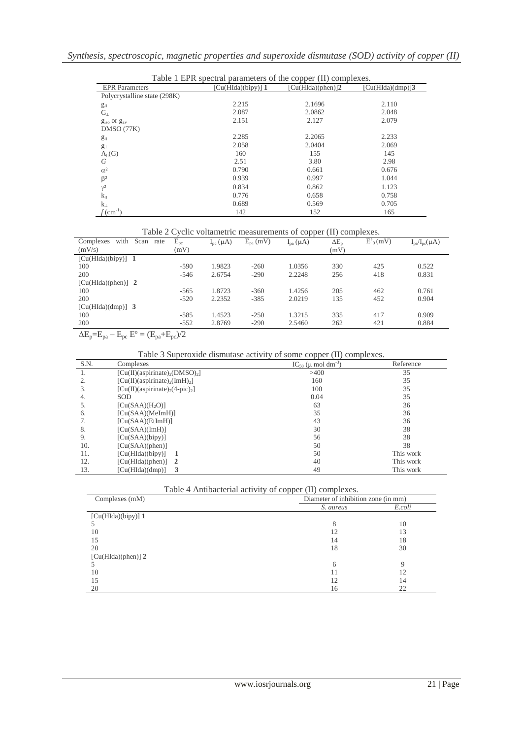Table 1 EPR spectral parameters of the copper (II) complexes.

| EPR Parameters | [Cu(HIda)(bipy)] **1** | [Cu(HIda)(phen)]**2** | [Cu(HIda)(dmp)]**3** |
|---|---|---|---|
| Polycrystalline state (298K) | | | |
| $g_{\parallel}$ | 2.215 | 2.1696 | 2.110 |
| $G_{\perp}$ | 2.087 | 2.0862 | 2.048 |
| $g_{iso}$ or $g_{av}$ | 2.151 | 2.127 | 2.079 |
| DMSO (77K) | | | |
| $g_{\parallel}$ | 2.285 | 2.2065 | 2.233 |
| $g_{\perp}$ | 2.058 | 2.0404 | 2.069 |
| $A_{\parallel}$(G) | 160 | 155 | 145 |
| $G$ | 2.51 | 3.80 | 2.98 |
| $\alpha^2$ | 0.790 | 0.661 | 0.676 |
| $\beta^2$ | 0.939 | 0.997 | 1.044 |
| $\gamma^2$ | 0.834 | 0.862 | 1.123 |
| $k_{\parallel}$ | 0.776 | 0.658 | 0.758 |
| $k_{\perp}$ | 0.689 | 0.569 | 0.705 |
| $f$ (cm$^{-1}$) | 142 | 152 | 165 |

Table 2 Cyclic voltammetric measurements of copper (II) complexes.

| Complexes with Scan rate (mV/s) | $E_{pc}$ (mV) | $I_{pc}$ (μA) | $E_{pa}$ (mV) | $I_{pa}$ (μA) | $\Delta E_p$ (mV) | $E'_0$ (mV) | $I_{pa}/I_{pc}$(μA) |
|---|---|---|---|---|---|---|---|
| [Cu(HIda)(bipy)] **1** | | | | | | | |
| 100 | -590 | 1.9823 | -260 | 1.0356 | 330 | 425 | 0.522 |
| 200 | -546 | 2.6754 | -290 | 2.2248 | 256 | 418 | 0.831 |
| [Cu(HIda)(phen)] **2** | | | | | | | |
| 100 | -565 | 1.8723 | -360 | 1.4256 | 205 | 462 | 0.761 |
| 200 | -520 | 2.2352 | -385 | 2.0219 | 135 | 452 | 0.904 |
| [Cu(HIda)(dmp)] **3** | | | | | | | |
| 100 | -585 | 1.4523 | -250 | 1.3215 | 335 | 417 | 0.909 |
| 200 | -552 | 2.8769 | -290 | 2.5460 | 262 | 421 | 0.884 |

$\Delta E_p = E_{pa} - E_{pc}$ $E^o = (E_{pa}+E_{pc})/2$

Table 3 Superoxide dismutase activity of some copper (II) complexes.

| S.N. | Complexes | $IC_{50}$ (μ mol dm$^{-3}$) | Reference |
|---|---|---|---|
| 1. | $[Cu(II)(aspirinate)_2(DMSO)_2]$ | >400 | 35 |
| 2. | $[Cu(II)(aspirinate)_2(ImH)_2]$ | 160 | 35 |
| 3. | $[Cu(II)(aspirinate)_2(4\text{-}pic)_2]$ | 100 | 35 |
| 4. | SOD | 0.04 | 35 |
| 5. | $[Cu(SAA)(H_2O)]$ | 63 | 36 |
| 6. | [Cu(SAA)(MeImH)] | 35 | 36 |
| 7. | [Cu(SAA)(EtImH)] | 43 | 36 |
| 8. | [Cu(SAA)(ImH)] | 30 | 38 |
| 9. | [Cu(SAA)(bipy)] | 56 | 38 |
| 10. | [Cu(SAA)(phen)] | 50 | 38 |
| 11. | [Cu(HIda)(bipy)] **1** | 50 | This work |
| 12. | [Cu(HIda)(phen)] **2** | 40 | This work |
| 13. | [Cu(HIda)(dmp)] **3** | 49 | This work |

Table 4 Antibacterial activity of copper (II) complexes.

| Complexes (mM) | Diameter of inhibition zone (in mm) | |
|---|---|---|
| | *S. aureus* | *E.coli* |
| [Cu(HIda)(bipy)] **1** | | |
| 5 | 8 | 10 |
| 10 | 12 | 13 |
| 15 | 14 | 18 |
| 20 | 18 | 30 |
| [Cu(HIda)(phen)] **2** | | |
| 5 | 6 | 9 |
| 10 | 11 | 12 |
| 15 | 12 | 14 |
| 20 | 16 | 22 |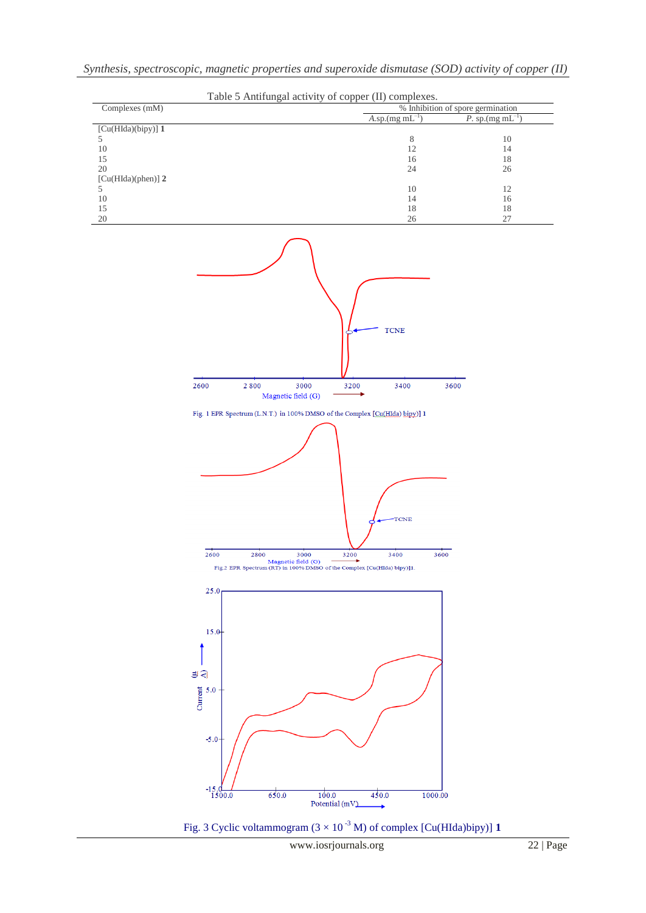Table 5 Antifungal activity of copper (II) complexes.

| Complexes (mM) | % Inhibition of spore germination | |
|---|---|---|
| | *A*.sp.(mg $mL^{-1}$) | *P*. sp.(mg $mL^{-1}$) |
| [Cu(HIda)(bipy)] **1** | | |
| 5 | 8 | 10 |
| 10 | 12 | 14 |
| 15 | 16 | 18 |
| 20 | 24 | 26 |
| [Cu(HIda)(phen)] **2** | | |
| 5 | 10 | 12 |
| 10 | 14 | 16 |
| 15 | 18 | 18 |
| 20 | 26 | 27 |

Fig. 1 EPR Spectrum (L.N.T.) in 100% DMSO of the Complex [Cu(HIda) bipy)] 1

Fig.2 EPR Spectrum (RT) in 100% DMSO of the Complex [Cu(HIda) bipy)]1.

Fig. 3 Cyclic voltammogram ($3 \times 10^{-3}$ M) of complex [Cu(HIda)bipy)] **1**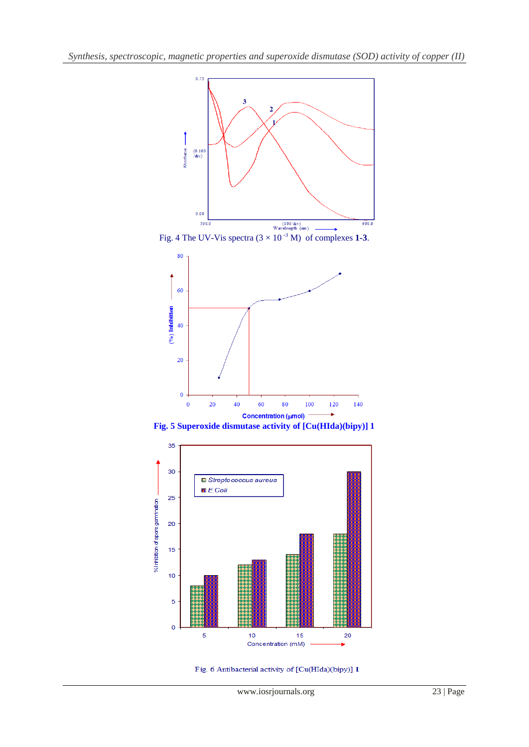Fig. 4 The UV-Vis spectra ($3 \times 10^{-3}$ M) of complexes **1-3**.

**Fig. 5 Superoxide dismutase activity of [Cu(HIda)(bipy)] 1**

Fig. 6 Antibacterial activity of [Cu(HIda)(bipy)] **1**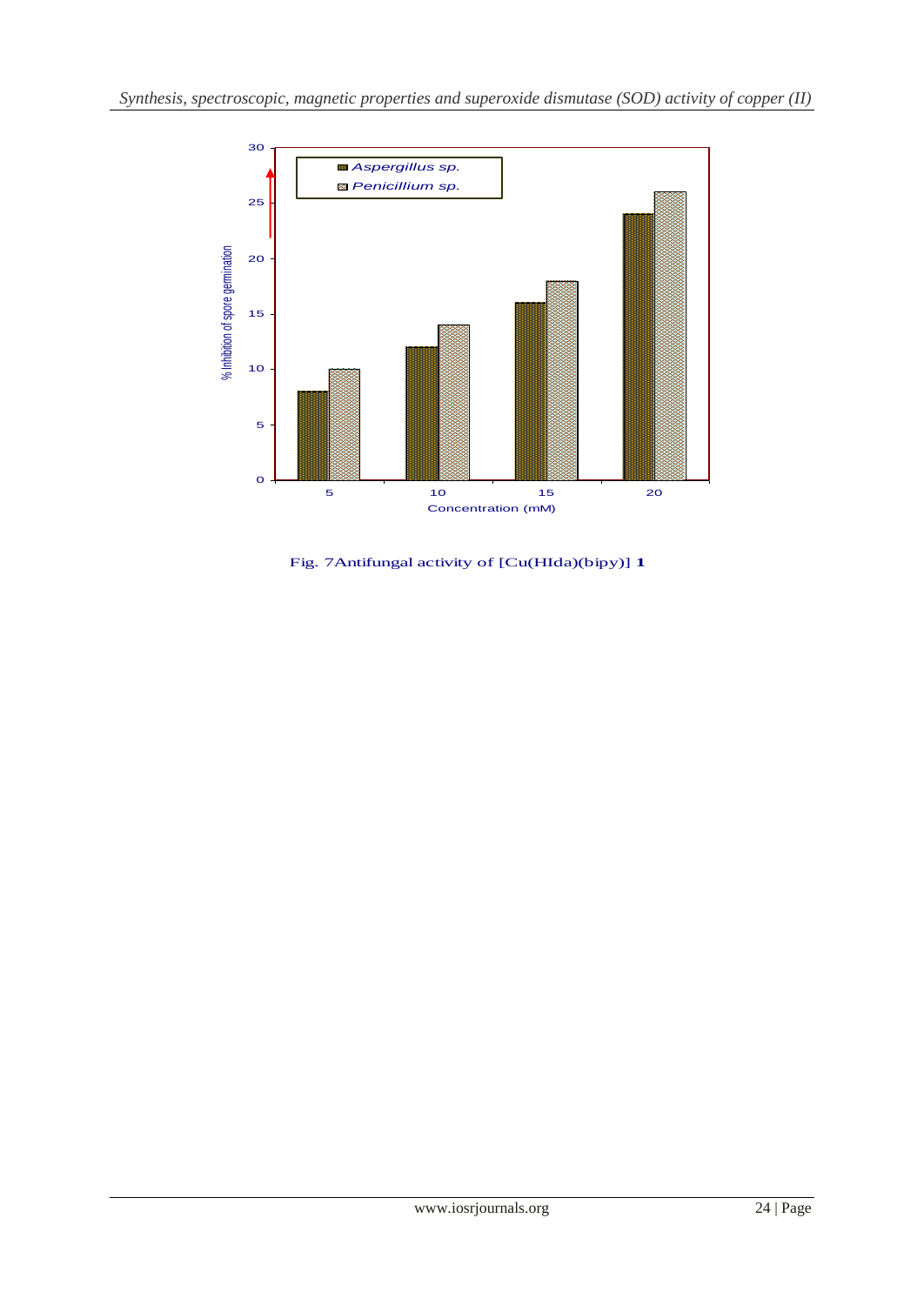30

25

20

15

10

5

0

% Inhibition of spore germination

*Aspergillus sp.*

*Penicillium sp.*

5

10

15

20

Concentration (mM)

Fig. 7Antifungal activity of [Cu(HIda)(bipy)] **1**